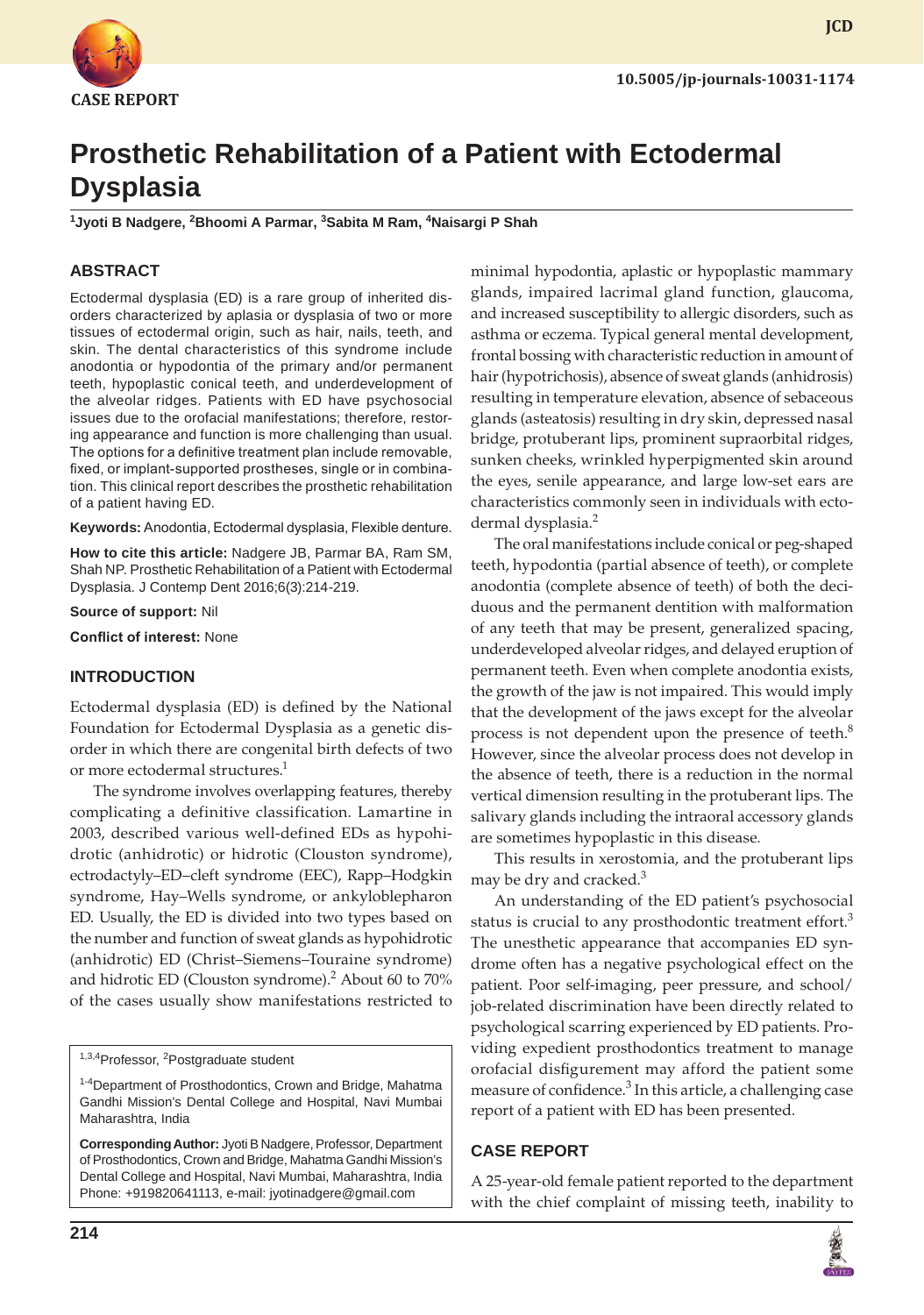# Prosthetic Rehabilitation of a Patient with Ectodermal Dysplasia

[1]Jyoti B Nadgere, [2]Bhoomi A Parmar, [3]Sabita M Ram, [4]Naisargi P Shah

## ABSTRACT

Ectodermal dysplasia (ED) is a rare group of inherited disorders characterized by aplasia or dysplasia of two or more tissues of ectodermal origin, such as hair, nails, teeth, and skin. The dental characteristics of this syndrome include anodontia or hypodontia of the primary and/or permanent teeth, hypoplastic conical teeth, and underdevelopment of the alveolar ridges. Patients with ED have psychosocial issues due to the orofacial manifestations; therefore, restoring appearance and function is more challenging than usual. The options for a definitive treatment plan include removable, fixed, or implant-supported prostheses, single or in combination. This clinical report describes the prosthetic rehabilitation of a patient having ED.

**Keywords:** Anodontia, Ectodermal dysplasia, Flexible denture.

**How to cite this article:** Nadgere JB, Parmar BA, Ram SM, Shah NP. Prosthetic Rehabilitation of a Patient with Ectodermal Dysplasia. J Contemp Dent 2016;6(3):214-219.

**Source of support:** Nil

**Conflict of interest:** None

## INTRODUCTION

Ectodermal dysplasia (ED) is defined by the National Foundation for Ectodermal Dysplasia as a genetic disorder in which there are congenital birth defects of two or more ectodermal structures.[1]

The syndrome involves overlapping features, thereby complicating a definitive classification. Lamartine in 2003, described various well-defined EDs as hypohidrotic (anhidrotic) or hidrotic (Clouston syndrome), ectrodactyly–ED–cleft syndrome (EEC), Rapp–Hodgkin syndrome, Hay–Wells syndrome, or ankyloblepharon ED. Usually, the ED is divided into two types based on the number and function of sweat glands as hypohidrotic (anhidrotic) ED (Christ–Siemens–Touraine syndrome) and hidrotic ED (Clouston syndrome).[2] About 60 to 70% of the cases usually show manifestations restricted to minimal hypodontia, aplastic or hypoplastic mammary glands, impaired lacrimal gland function, glaucoma, and increased susceptibility to allergic disorders, such as asthma or eczema. Typical general mental development, frontal bossing with characteristic reduction in amount of hair (hypotrichosis), absence of sweat glands (anhidrosis) resulting in temperature elevation, absence of sebaceous glands (asteatosis) resulting in dry skin, depressed nasal bridge, protuberant lips, prominent supraorbital ridges, sunken cheeks, wrinkled hyperpigmented skin around the eyes, senile appearance, and large low-set ears are characteristics commonly seen in individuals with ectodermal dysplasia.[2]

The oral manifestations include conical or peg-shaped teeth, hypodontia (partial absence of teeth), or complete anodontia (complete absence of teeth) of both the deciduous and the permanent dentition with malformation of any teeth that may be present, generalized spacing, underdeveloped alveolar ridges, and delayed eruption of permanent teeth. Even when complete anodontia exists, the growth of the jaw is not impaired. This would imply that the development of the jaws except for the alveolar process is not dependent upon the presence of teeth.[8] However, since the alveolar process does not develop in the absence of teeth, there is a reduction in the normal vertical dimension resulting in the protuberant lips. The salivary glands including the intraoral accessory glands are sometimes hypoplastic in this disease.

This results in xerostomia, and the protuberant lips may be dry and cracked.[3]

An understanding of the ED patient's psychosocial status is crucial to any prosthodontic treatment effort.[3] The unesthetic appearance that accompanies ED syndrome often has a negative psychological effect on the patient. Poor self-imaging, peer pressure, and school/job-related discrimination have been directly related to psychological scarring experienced by ED patients. Providing expedient prosthodontics treatment to manage orofacial disfigurement may afford the patient some measure of confidence.[3] In this article, a challenging case report of a patient with ED has been presented.

## CASE REPORT

A 25-year-old female patient reported to the department with the chief complaint of missing teeth, inability to

---

[1,3,4]Professor, [2]Postgraduate student

[1-4]Department of Prosthodontics, Crown and Bridge, Mahatma Gandhi Mission's Dental College and Hospital, Navi Mumbai Maharashtra, India

**Corresponding Author:** Jyoti B Nadgere, Professor, Department of Prosthodontics, Crown and Bridge, Mahatma Gandhi Mission's Dental College and Hospital, Navi Mumbai, Maharashtra, India Phone: +919820641113, e-mail: jyotinadgere@gmail.com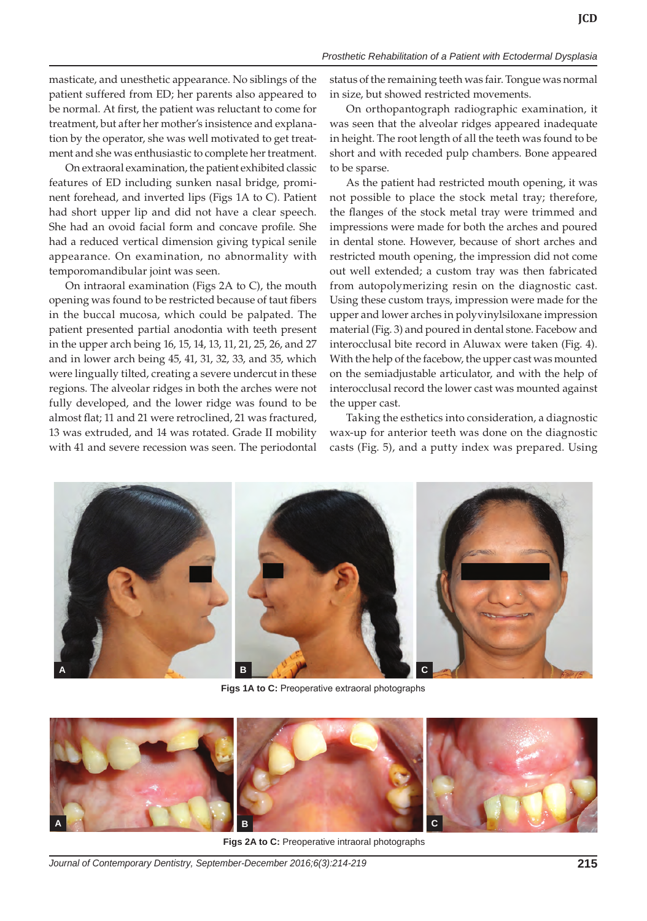masticate, and unesthetic appearance. No siblings of the patient suffered from ED; her parents also appeared to be normal. At first, the patient was reluctant to come for treatment, but after her mother's insistence and explanation by the operator, she was well motivated to get treatment and she was enthusiastic to complete her treatment.

On extraoral examination, the patient exhibited classic features of ED including sunken nasal bridge, prominent forehead, and inverted lips (Figs 1A to C). Patient had short upper lip and did not have a clear speech. She had an ovoid facial form and concave profile. She had a reduced vertical dimension giving typical senile appearance. On examination, no abnormality with temporomandibular joint was seen.

On intraoral examination (Figs 2A to C), the mouth opening was found to be restricted because of taut fibers in the buccal mucosa, which could be palpated. The patient presented partial anodontia with teeth present in the upper arch being 16, 15, 14, 13, 11, 21, 25, 26, and 27 and in lower arch being 45, 41, 31, 32, 33, and 35, which were lingually tilted, creating a severe undercut in these regions. The alveolar ridges in both the arches were not fully developed, and the lower ridge was found to be almost flat; 11 and 21 were retroclined, 21 was fractured, 13 was extruded, and 14 was rotated. Grade II mobility with 41 and severe recession was seen. The periodontal status of the remaining teeth was fair. Tongue was normal in size, but showed restricted movements.

On orthopantograph radiographic examination, it was seen that the alveolar ridges appeared inadequate in height. The root length of all the teeth was found to be short and with receded pulp chambers. Bone appeared to be sparse.

As the patient had restricted mouth opening, it was not possible to place the stock metal tray; therefore, the flanges of the stock metal tray were trimmed and impressions were made for both the arches and poured in dental stone. However, because of short arches and restricted mouth opening, the impression did not come out well extended; a custom tray was then fabricated from autopolymerizing resin on the diagnostic cast. Using these custom trays, impression were made for the upper and lower arches in polyvinylsiloxane impression material (Fig. 3) and poured in dental stone. Facebow and interocclusal bite record in Aluwax were taken (Fig. 4). With the help of the facebow, the upper cast was mounted on the semiadjustable articulator, and with the help of interocclusal record the lower cast was mounted against the upper cast.

Taking the esthetics into consideration, a diagnostic wax-up for anterior teeth was done on the diagnostic casts (Fig. 5), and a putty index was prepared. Using

**Figs 1A to C:** Preoperative extraoral photographs

**Figs 2A to C:** Preoperative intraoral photographs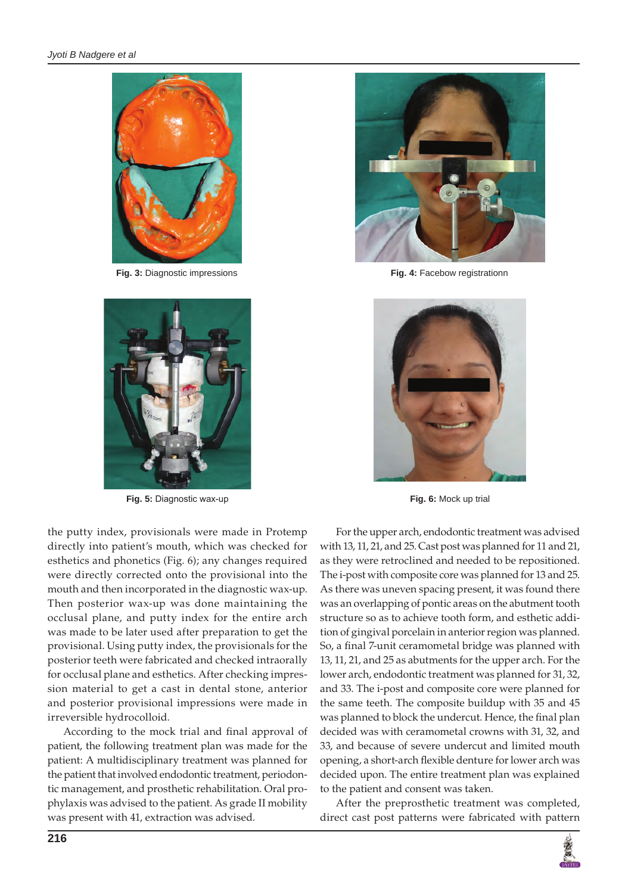Fig. 3: Diagnostic impressions

Fig. 4: Facebow registrationn

Fig. 5: Diagnostic wax-up

Fig. 6: Mock up trial

the putty index, provisionals were made in Protemp directly into patient's mouth, which was checked for esthetics and phonetics (Fig. 6); any changes required were directly corrected onto the provisional into the mouth and then incorporated in the diagnostic wax-up. Then posterior wax-up was done maintaining the occlusal plane, and putty index for the entire arch was made to be later used after preparation to get the provisional. Using putty index, the provisionals for the posterior teeth were fabricated and checked intraorally for occlusal plane and esthetics. After checking impression material to get a cast in dental stone, anterior and posterior provisional impressions were made in irreversible hydrocolloid.

According to the mock trial and final approval of patient, the following treatment plan was made for the patient: A multidisciplinary treatment was planned for the patient that involved endodontic treatment, periodontic management, and prosthetic rehabilitation. Oral prophylaxis was advised to the patient. As grade II mobility was present with 41, extraction was advised.

For the upper arch, endodontic treatment was advised with 13, 11, 21, and 25. Cast post was planned for 11 and 21, as they were retroclined and needed to be repositioned. The i-post with composite core was planned for 13 and 25. As there was uneven spacing present, it was found there was an overlapping of pontic areas on the abutment tooth structure so as to achieve tooth form, and esthetic addition of gingival porcelain in anterior region was planned. So, a final 7-unit ceramometal bridge was planned with 13, 11, 21, and 25 as abutments for the upper arch. For the lower arch, endodontic treatment was planned for 31, 32, and 33. The i-post and composite core were planned for the same teeth. The composite buildup with 35 and 45 was planned to block the undercut. Hence, the final plan decided was with ceramometal crowns with 31, 32, and 33, and because of severe undercut and limited mouth opening, a short-arch flexible denture for lower arch was decided upon. The entire treatment plan was explained to the patient and consent was taken.

After the preprosthetic treatment was completed, direct cast post patterns were fabricated with pattern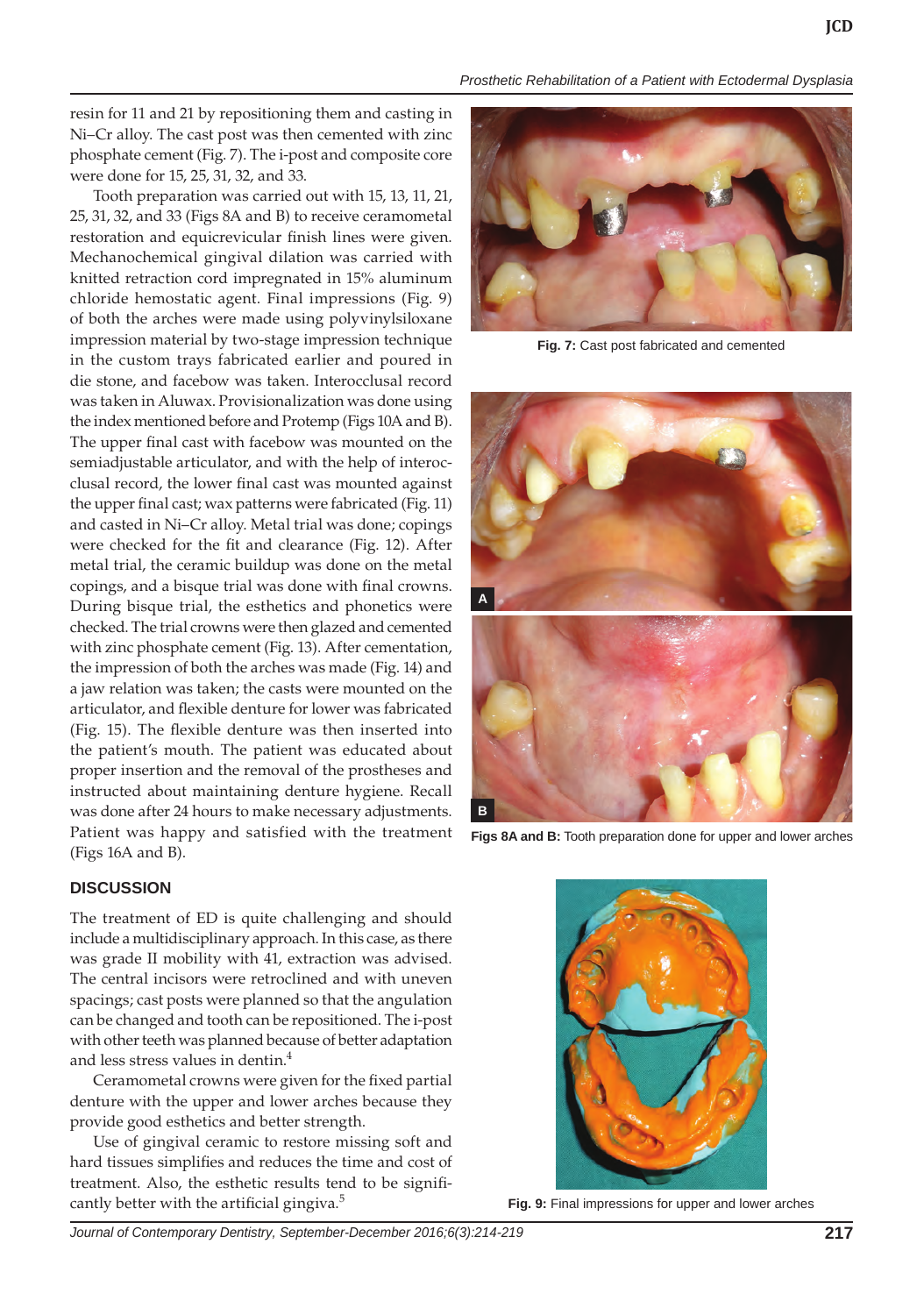resin for 11 and 21 by repositioning them and casting in Ni–Cr alloy. The cast post was then cemented with zinc phosphate cement (Fig. 7). The i-post and composite core were done for 15, 25, 31, 32, and 33.

Tooth preparation was carried out with 15, 13, 11, 21, 25, 31, 32, and 33 (Figs 8A and B) to receive ceramometal restoration and equicrevicular finish lines were given. Mechanochemical gingival dilation was carried with knitted retraction cord impregnated in 15% aluminum chloride hemostatic agent. Final impressions (Fig. 9) of both the arches were made using polyvinylsiloxane impression material by two-stage impression technique in the custom trays fabricated earlier and poured in die stone, and facebow was taken. Interocclusal record was taken in Aluwax. Provisionalization was done using the index mentioned before and Protemp (Figs 10A and B). The upper final cast with facebow was mounted on the semiadjustable articulator, and with the help of interocclusal record, the lower final cast was mounted against the upper final cast; wax patterns were fabricated (Fig. 11) and casted in Ni–Cr alloy. Metal trial was done; copings were checked for the fit and clearance (Fig. 12). After metal trial, the ceramic buildup was done on the metal copings, and a bisque trial was done with final crowns. During bisque trial, the esthetics and phonetics were checked. The trial crowns were then glazed and cemented with zinc phosphate cement (Fig. 13). After cementation, the impression of both the arches was made (Fig. 14) and a jaw relation was taken; the casts were mounted on the articulator, and flexible denture for lower was fabricated (Fig. 15). The flexible denture was then inserted into the patient's mouth. The patient was educated about proper insertion and the removal of the prostheses and instructed about maintaining denture hygiene. Recall was done after 24 hours to make necessary adjustments. Patient was happy and satisfied with the treatment (Figs 16A and B).

**Fig. 7:** Cast post fabricated and cemented

**Figs 8A and B:** Tooth preparation done for upper and lower arches

**Fig. 9:** Final impressions for upper and lower arches

## DISCUSSION

The treatment of ED is quite challenging and should include a multidisciplinary approach. In this case, as there was grade II mobility with 41, extraction was advised. The central incisors were retroclined and with uneven spacings; cast posts were planned so that the angulation can be changed and tooth can be repositioned. The i-post with other teeth was planned because of better adaptation and less stress values in dentin.[4]

Ceramometal crowns were given for the fixed partial denture with the upper and lower arches because they provide good esthetics and better strength.

Use of gingival ceramic to restore missing soft and hard tissues simplifies and reduces the time and cost of treatment. Also, the esthetic results tend to be significantly better with the artificial gingiva.[5]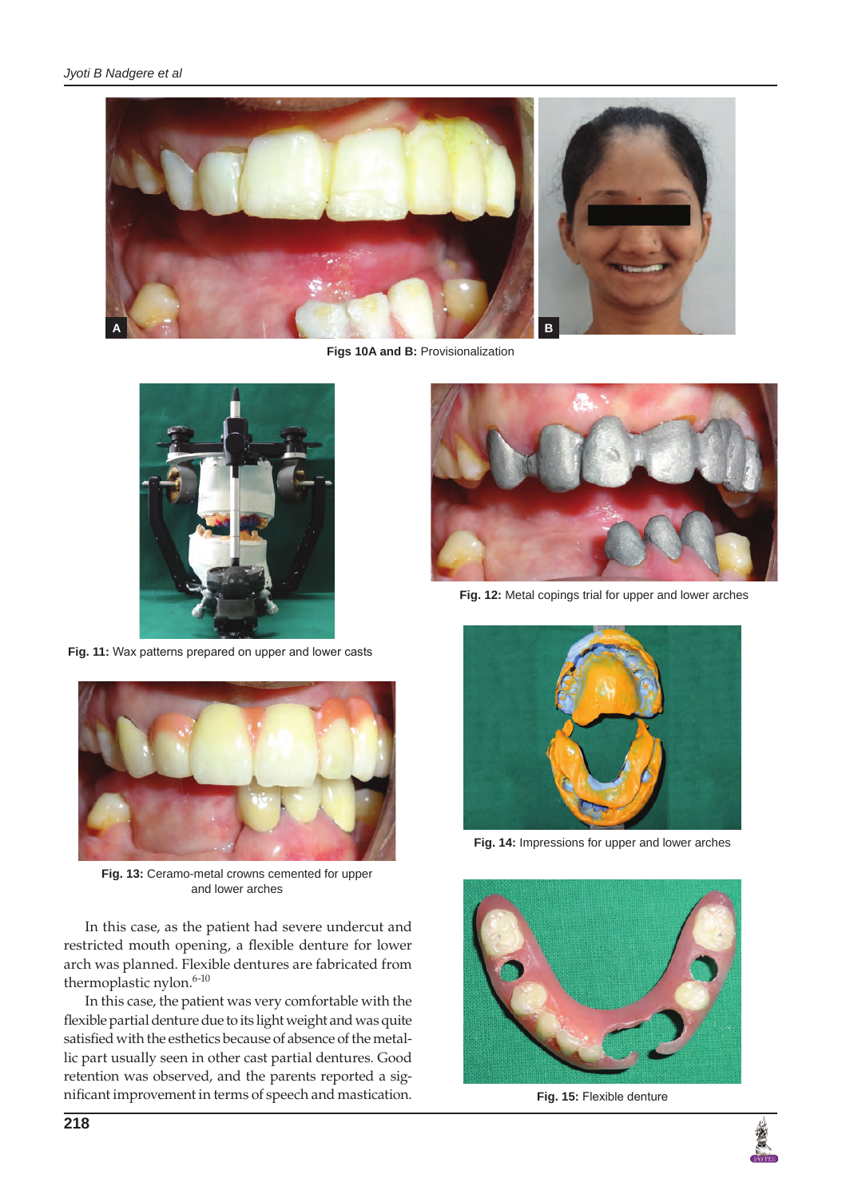Figs 10A and B: Provisionalization

Fig. 11: Wax patterns prepared on upper and lower casts

Fig. 12: Metal copings trial for upper and lower arches

Fig. 13: Ceramo-metal crowns cemented for upper and lower arches

Fig. 14: Impressions for upper and lower arches

Fig. 15: Flexible denture

In this case, as the patient had severe undercut and restricted mouth opening, a flexible denture for lower arch was planned. Flexible dentures are fabricated from thermoplastic nylon.[6-10]

In this case, the patient was very comfortable with the flexible partial denture due to its light weight and was quite satisfied with the esthetics because of absence of the metallic part usually seen in other cast partial dentures. Good retention was observed, and the parents reported a significant improvement in terms of speech and mastication.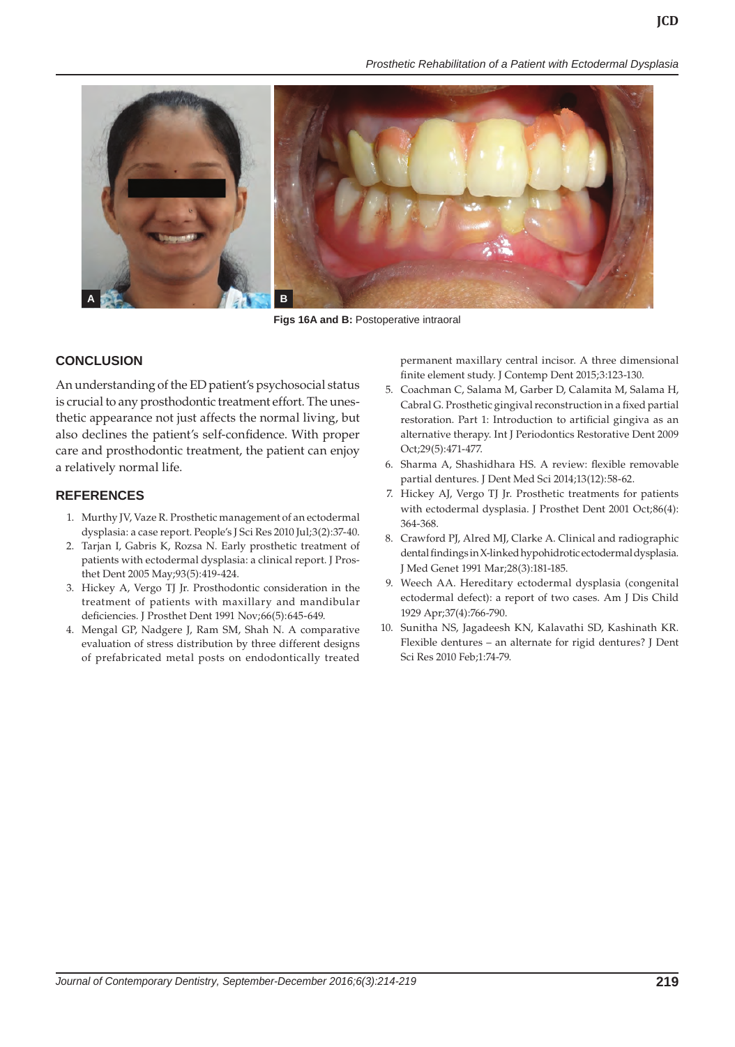Figs 16A and B: Postoperative intraoral

## CONCLUSION

An understanding of the ED patient's psychosocial status is crucial to any prosthodontic treatment effort. The unesthetic appearance not just affects the normal living, but also declines the patient's self-confidence. With proper care and prosthodontic treatment, the patient can enjoy a relatively normal life.

## REFERENCES

1. Murthy JV, Vaze R. Prosthetic management of an ectodermal dysplasia: a case report. People's J Sci Res 2010 Jul;3(2):37-40.
2. Tarjan I, Gabris K, Rozsa N. Early prosthetic treatment of patients with ectodermal dysplasia: a clinical report. J Prosthet Dent 2005 May;93(5):419-424.
3. Hickey A, Vergo TJ Jr. Prosthodontic consideration in the treatment of patients with maxillary and mandibular deficiencies. J Prosthet Dent 1991 Nov;66(5):645-649.
4. Mengal GP, Nadgere J, Ram SM, Shah N. A comparative evaluation of stress distribution by three different designs of prefabricated metal posts on endodontically treated permanent maxillary central incisor. A three dimensional finite element study. J Contemp Dent 2015;3:123-130.
5. Coachman C, Salama M, Garber D, Calamita M, Salama H, Cabral G. Prosthetic gingival reconstruction in a fixed partial restoration. Part 1: Introduction to artificial gingiva as an alternative therapy. Int J Periodontics Restorative Dent 2009 Oct;29(5):471-477.
6. Sharma A, Shashidhara HS. A review: flexible removable partial dentures. J Dent Med Sci 2014;13(12):58-62.
7. Hickey AJ, Vergo TJ Jr. Prosthetic treatments for patients with ectodermal dysplasia. J Prosthet Dent 2001 Oct;86(4): 364-368.
8. Crawford PJ, Alred MJ, Clarke A. Clinical and radiographic dental findings in X-linked hypohidrotic ectodermal dysplasia. J Med Genet 1991 Mar;28(3):181-185.
9. Weech AA. Hereditary ectodermal dysplasia (congenital ectodermal defect): a report of two cases. Am J Dis Child 1929 Apr;37(4):766-790.
10. Sunitha NS, Jagadeesh KN, Kalavathi SD, Kashinath KR. Flexible dentures – an alternate for rigid dentures? J Dent Sci Res 2010 Feb;1:74-79.